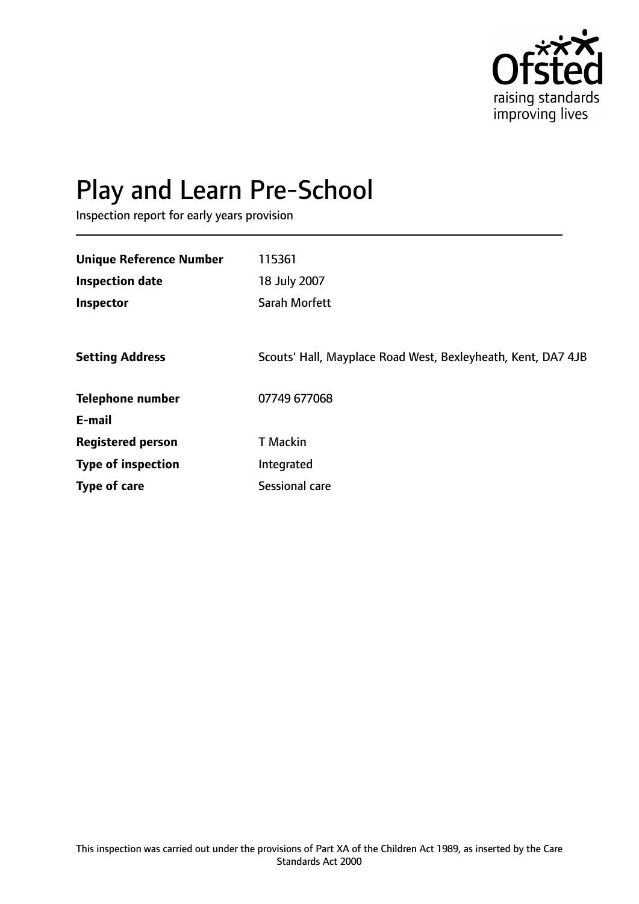Ofsted
raising standards
improving lives

# Play and Learn Pre-School

Inspection report for early years provision

| | |
|---|---|
| **Unique Reference Number** | 115361 |
| **Inspection date** | 18 July 2007 |
| **Inspector** | Sarah Morfett |
| | |
| **Setting Address** | Scouts' Hall, Mayplace Road West, Bexleyheath, Kent, DA7 4JB |
| | |
| **Telephone number** | 07749 677068 |
| **E-mail** | |
| **Registered person** | T Mackin |
| **Type of inspection** | Integrated |
| **Type of care** | Sessional care |

This inspection was carried out under the provisions of Part XA of the Children Act 1989, as inserted by the Care Standards Act 2000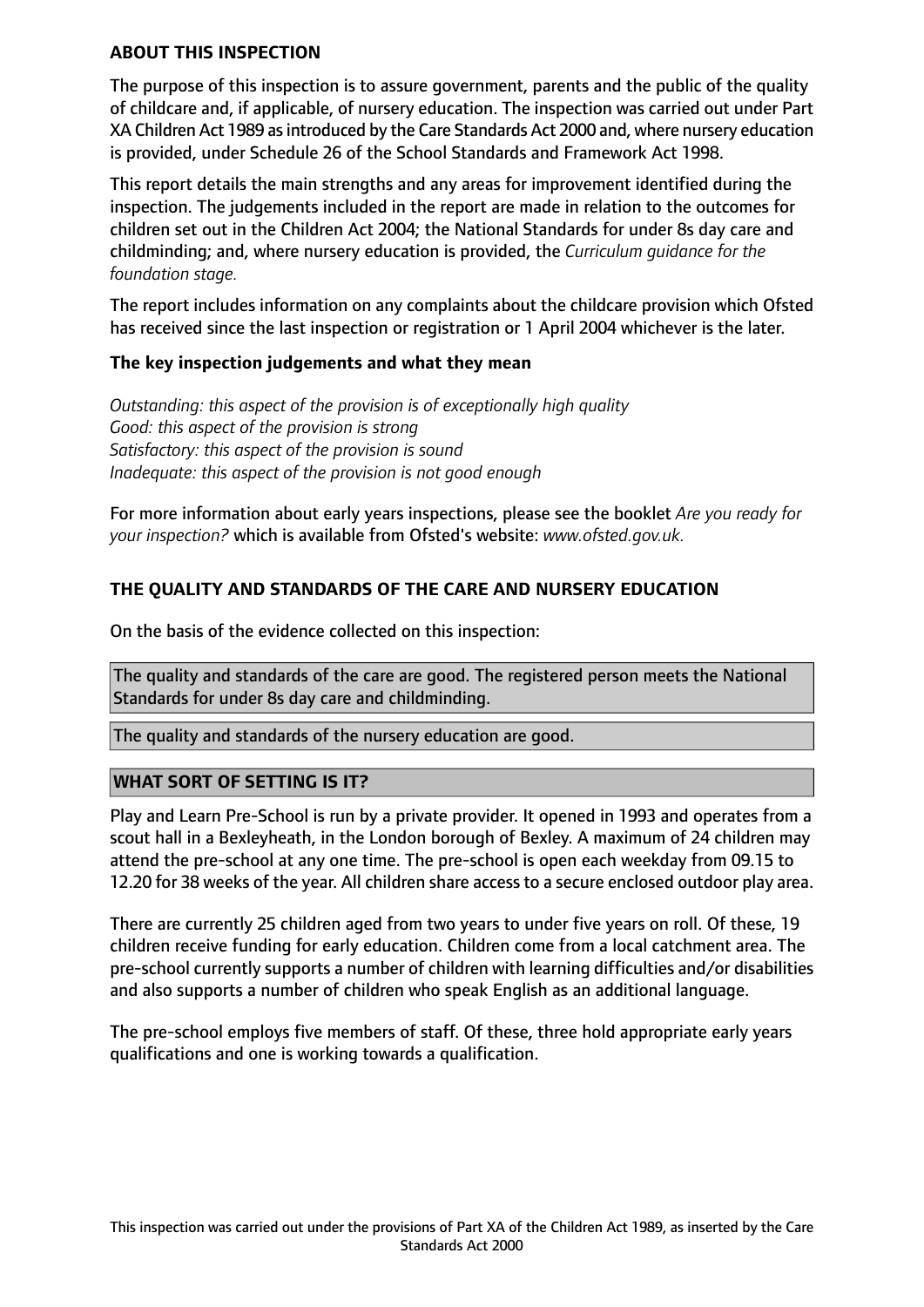**ABOUT THIS INSPECTION**

The purpose of this inspection is to assure government, parents and the public of the quality of childcare and, if applicable, of nursery education. The inspection was carried out under Part XA Children Act 1989 as introduced by the Care Standards Act 2000 and, where nursery education is provided, under Schedule 26 of the School Standards and Framework Act 1998.

This report details the main strengths and any areas for improvement identified during the inspection. The judgements included in the report are made in relation to the outcomes for children set out in the Children Act 2004; the National Standards for under 8s day care and childminding; and, where nursery education is provided, the *Curriculum guidance for the foundation stage.*

The report includes information on any complaints about the childcare provision which Ofsted has received since the last inspection or registration or 1 April 2004 whichever is the later.

**The key inspection judgements and what they mean**

*Outstanding: this aspect of the provision is of exceptionally high quality*
*Good: this aspect of the provision is strong*
*Satisfactory: this aspect of the provision is sound*
*Inadequate: this aspect of the provision is not good enough*

For more information about early years inspections, please see the booklet *Are you ready for your inspection?* which is available from Ofsted's website: *www.ofsted.gov.uk.*

**THE QUALITY AND STANDARDS OF THE CARE AND NURSERY EDUCATION**

On the basis of the evidence collected on this inspection:

The quality and standards of the care are good. The registered person meets the National Standards for under 8s day care and childminding.

The quality and standards of the nursery education are good.

**WHAT SORT OF SETTING IS IT?**

Play and Learn Pre-School is run by a private provider. It opened in 1993 and operates from a scout hall in a Bexleyheath, in the London borough of Bexley. A maximum of 24 children may attend the pre-school at any one time. The pre-school is open each weekday from 09.15 to 12.20 for 38 weeks of the year. All children share access to a secure enclosed outdoor play area.

There are currently 25 children aged from two years to under five years on roll. Of these, 19 children receive funding for early education. Children come from a local catchment area. The pre-school currently supports a number of children with learning difficulties and/or disabilities and also supports a number of children who speak English as an additional language.

The pre-school employs five members of staff. Of these, three hold appropriate early years qualifications and one is working towards a qualification.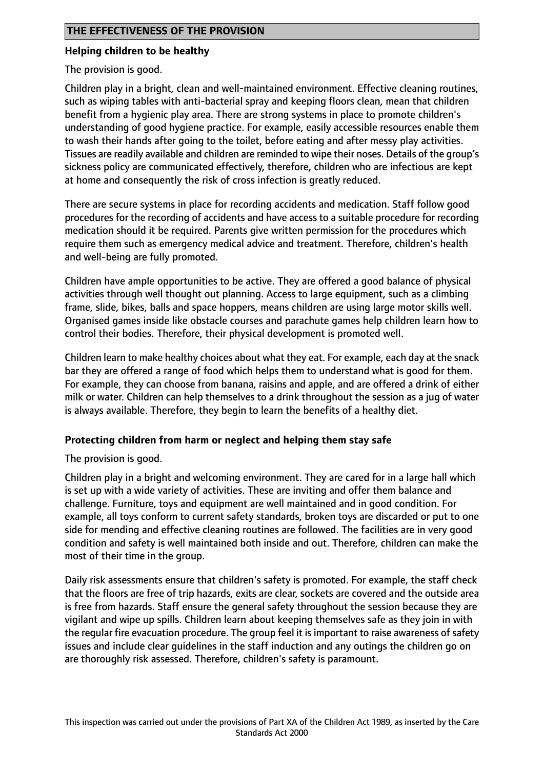## THE EFFECTIVENESS OF THE PROVISION

### Helping children to be healthy

The provision is good.

Children play in a bright, clean and well-maintained environment. Effective cleaning routines, such as wiping tables with anti-bacterial spray and keeping floors clean, mean that children benefit from a hygienic play area. There are strong systems in place to promote children's understanding of good hygiene practice. For example, easily accessible resources enable them to wash their hands after going to the toilet, before eating and after messy play activities. Tissues are readily available and children are reminded to wipe their noses. Details of the group's sickness policy are communicated effectively, therefore, children who are infectious are kept at home and consequently the risk of cross infection is greatly reduced.

There are secure systems in place for recording accidents and medication. Staff follow good procedures for the recording of accidents and have access to a suitable procedure for recording medication should it be required. Parents give written permission for the procedures which require them such as emergency medical advice and treatment. Therefore, children's health and well-being are fully promoted.

Children have ample opportunities to be active. They are offered a good balance of physical activities through well thought out planning. Access to large equipment, such as a climbing frame, slide, bikes, balls and space hoppers, means children are using large motor skills well. Organised games inside like obstacle courses and parachute games help children learn how to control their bodies. Therefore, their physical development is promoted well.

Children learn to make healthy choices about what they eat. For example, each day at the snack bar they are offered a range of food which helps them to understand what is good for them. For example, they can choose from banana, raisins and apple, and are offered a drink of either milk or water. Children can help themselves to a drink throughout the session as a jug of water is always available. Therefore, they begin to learn the benefits of a healthy diet.

### Protecting children from harm or neglect and helping them stay safe

The provision is good.

Children play in a bright and welcoming environment. They are cared for in a large hall which is set up with a wide variety of activities. These are inviting and offer them balance and challenge. Furniture, toys and equipment are well maintained and in good condition. For example, all toys conform to current safety standards, broken toys are discarded or put to one side for mending and effective cleaning routines are followed. The facilities are in very good condition and safety is well maintained both inside and out. Therefore, children can make the most of their time in the group.

Daily risk assessments ensure that children's safety is promoted. For example, the staff check that the floors are free of trip hazards, exits are clear, sockets are covered and the outside area is free from hazards. Staff ensure the general safety throughout the session because they are vigilant and wipe up spills. Children learn about keeping themselves safe as they join in with the regular fire evacuation procedure. The group feel it is important to raise awareness of safety issues and include clear guidelines in the staff induction and any outings the children go on are thoroughly risk assessed. Therefore, children's safety is paramount.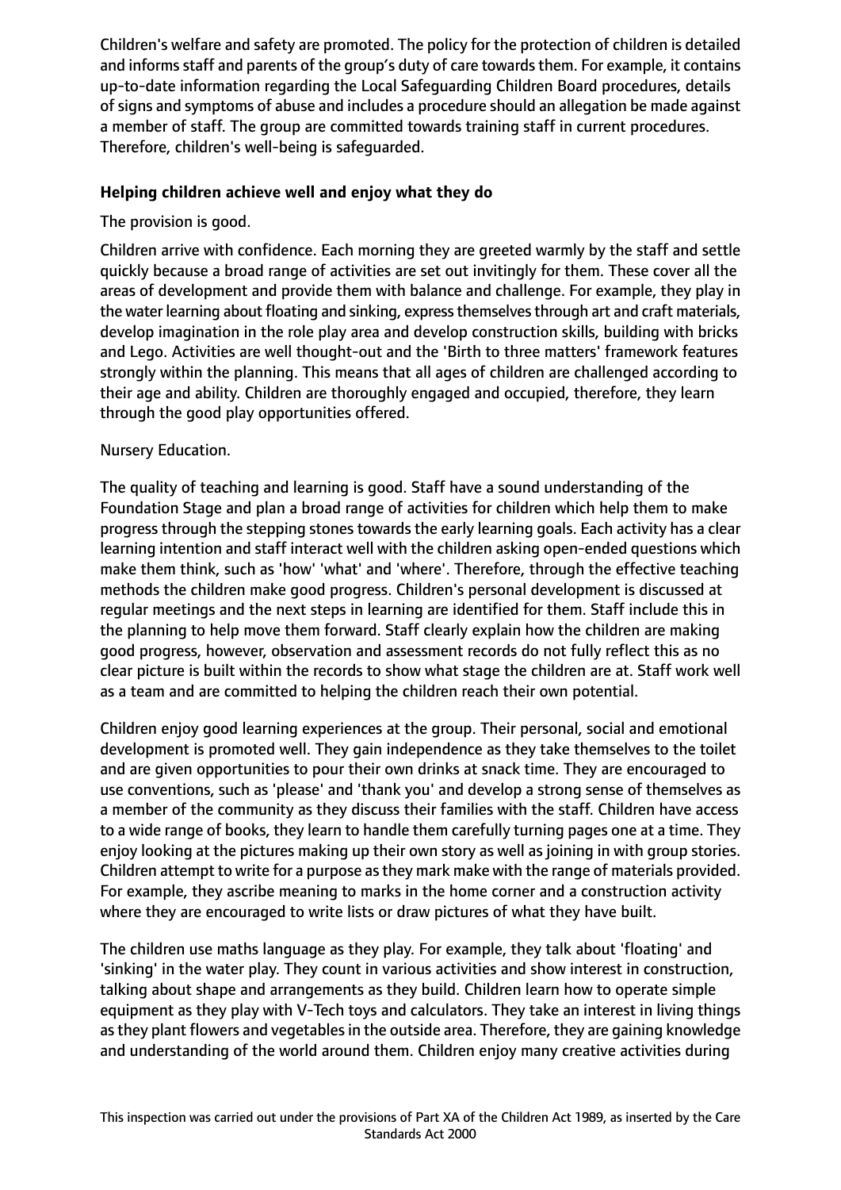Children's welfare and safety are promoted. The policy for the protection of children is detailed and informs staff and parents of the group's duty of care towards them. For example, it contains up-to-date information regarding the Local Safeguarding Children Board procedures, details of signs and symptoms of abuse and includes a procedure should an allegation be made against a member of staff. The group are committed towards training staff in current procedures. Therefore, children's well-being is safeguarded.

**Helping children achieve well and enjoy what they do**

The provision is good.

Children arrive with confidence. Each morning they are greeted warmly by the staff and settle quickly because a broad range of activities are set out invitingly for them. These cover all the areas of development and provide them with balance and challenge. For example, they play in the water learning about floating and sinking, express themselves through art and craft materials, develop imagination in the role play area and develop construction skills, building with bricks and Lego. Activities are well thought-out and the 'Birth to three matters' framework features strongly within the planning. This means that all ages of children are challenged according to their age and ability. Children are thoroughly engaged and occupied, therefore, they learn through the good play opportunities offered.

Nursery Education.

The quality of teaching and learning is good. Staff have a sound understanding of the Foundation Stage and plan a broad range of activities for children which help them to make progress through the stepping stones towards the early learning goals. Each activity has a clear learning intention and staff interact well with the children asking open-ended questions which make them think, such as 'how' 'what' and 'where'. Therefore, through the effective teaching methods the children make good progress. Children's personal development is discussed at regular meetings and the next steps in learning are identified for them. Staff include this in the planning to help move them forward. Staff clearly explain how the children are making good progress, however, observation and assessment records do not fully reflect this as no clear picture is built within the records to show what stage the children are at. Staff work well as a team and are committed to helping the children reach their own potential.

Children enjoy good learning experiences at the group. Their personal, social and emotional development is promoted well. They gain independence as they take themselves to the toilet and are given opportunities to pour their own drinks at snack time. They are encouraged to use conventions, such as 'please' and 'thank you' and develop a strong sense of themselves as a member of the community as they discuss their families with the staff. Children have access to a wide range of books, they learn to handle them carefully turning pages one at a time. They enjoy looking at the pictures making up their own story as well as joining in with group stories. Children attempt to write for a purpose as they mark make with the range of materials provided. For example, they ascribe meaning to marks in the home corner and a construction activity where they are encouraged to write lists or draw pictures of what they have built.

The children use maths language as they play. For example, they talk about 'floating' and 'sinking' in the water play. They count in various activities and show interest in construction, talking about shape and arrangements as they build. Children learn how to operate simple equipment as they play with V-Tech toys and calculators. They take an interest in living things as they plant flowers and vegetables in the outside area. Therefore, they are gaining knowledge and understanding of the world around them. Children enjoy many creative activities during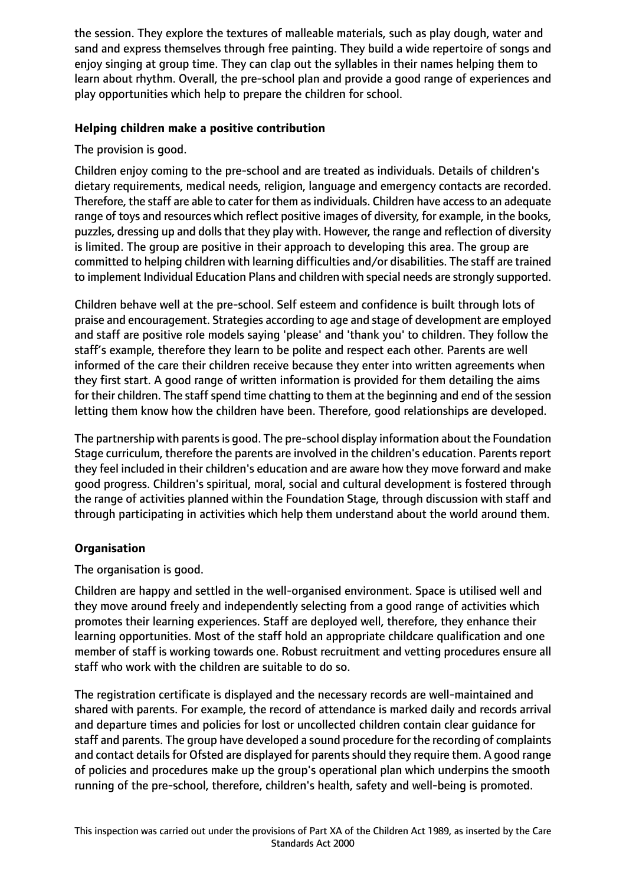the session. They explore the textures of malleable materials, such as play dough, water and sand and express themselves through free painting. They build a wide repertoire of songs and enjoy singing at group time. They can clap out the syllables in their names helping them to learn about rhythm. Overall, the pre-school plan and provide a good range of experiences and play opportunities which help to prepare the children for school.

**Helping children make a positive contribution**

The provision is good.

Children enjoy coming to the pre-school and are treated as individuals. Details of children's dietary requirements, medical needs, religion, language and emergency contacts are recorded. Therefore, the staff are able to cater for them as individuals. Children have access to an adequate range of toys and resources which reflect positive images of diversity, for example, in the books, puzzles, dressing up and dolls that they play with. However, the range and reflection of diversity is limited. The group are positive in their approach to developing this area. The group are committed to helping children with learning difficulties and/or disabilities. The staff are trained to implement Individual Education Plans and children with special needs are strongly supported.

Children behave well at the pre-school. Self esteem and confidence is built through lots of praise and encouragement. Strategies according to age and stage of development are employed and staff are positive role models saying 'please' and 'thank you' to children. They follow the staff's example, therefore they learn to be polite and respect each other. Parents are well informed of the care their children receive because they enter into written agreements when they first start. A good range of written information is provided for them detailing the aims for their children. The staff spend time chatting to them at the beginning and end of the session letting them know how the children have been. Therefore, good relationships are developed.

The partnership with parents is good. The pre-school display information about the Foundation Stage curriculum, therefore the parents are involved in the children's education. Parents report they feel included in their children's education and are aware how they move forward and make good progress. Children's spiritual, moral, social and cultural development is fostered through the range of activities planned within the Foundation Stage, through discussion with staff and through participating in activities which help them understand about the world around them.

**Organisation**

The organisation is good.

Children are happy and settled in the well-organised environment. Space is utilised well and they move around freely and independently selecting from a good range of activities which promotes their learning experiences. Staff are deployed well, therefore, they enhance their learning opportunities. Most of the staff hold an appropriate childcare qualification and one member of staff is working towards one. Robust recruitment and vetting procedures ensure all staff who work with the children are suitable to do so.

The registration certificate is displayed and the necessary records are well-maintained and shared with parents. For example, the record of attendance is marked daily and records arrival and departure times and policies for lost or uncollected children contain clear guidance for staff and parents. The group have developed a sound procedure for the recording of complaints and contact details for Ofsted are displayed for parents should they require them. A good range of policies and procedures make up the group's operational plan which underpins the smooth running of the pre-school, therefore, children's health, safety and well-being is promoted.

This inspection was carried out under the provisions of Part XA of the Children Act 1989, as inserted by the Care Standards Act 2000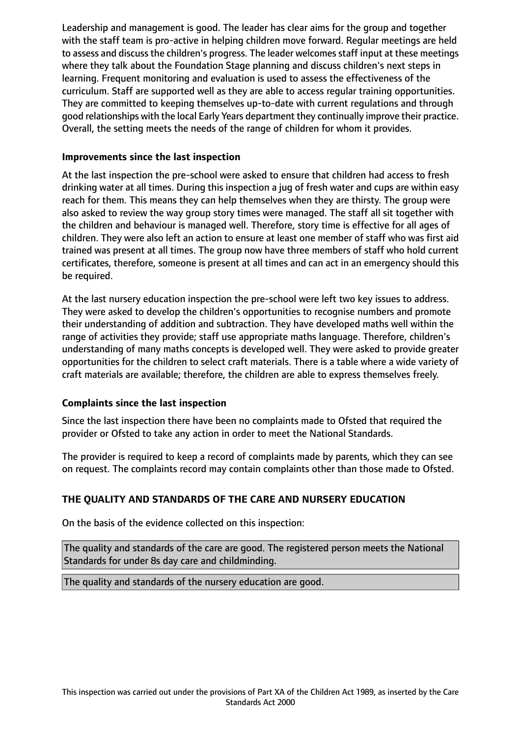Leadership and management is good. The leader has clear aims for the group and together with the staff team is pro-active in helping children move forward. Regular meetings are held to assess and discuss the children's progress. The leader welcomes staff input at these meetings where they talk about the Foundation Stage planning and discuss children's next steps in learning. Frequent monitoring and evaluation is used to assess the effectiveness of the curriculum. Staff are supported well as they are able to access regular training opportunities. They are committed to keeping themselves up-to-date with current regulations and through good relationships with the local Early Years department they continually improve their practice. Overall, the setting meets the needs of the range of children for whom it provides.

### Improvements since the last inspection

At the last inspection the pre-school were asked to ensure that children had access to fresh drinking water at all times. During this inspection a jug of fresh water and cups are within easy reach for them. This means they can help themselves when they are thirsty. The group were also asked to review the way group story times were managed. The staff all sit together with the children and behaviour is managed well. Therefore, story time is effective for all ages of children. They were also left an action to ensure at least one member of staff who was first aid trained was present at all times. The group now have three members of staff who hold current certificates, therefore, someone is present at all times and can act in an emergency should this be required.

At the last nursery education inspection the pre-school were left two key issues to address. They were asked to develop the children's opportunities to recognise numbers and promote their understanding of addition and subtraction. They have developed maths well within the range of activities they provide; staff use appropriate maths language. Therefore, children's understanding of many maths concepts is developed well. They were asked to provide greater opportunities for the children to select craft materials. There is a table where a wide variety of craft materials are available; therefore, the children are able to express themselves freely.

### Complaints since the last inspection

Since the last inspection there have been no complaints made to Ofsted that required the provider or Ofsted to take any action in order to meet the National Standards.

The provider is required to keep a record of complaints made by parents, which they can see on request. The complaints record may contain complaints other than those made to Ofsted.

## THE QUALITY AND STANDARDS OF THE CARE AND NURSERY EDUCATION

On the basis of the evidence collected on this inspection:

The quality and standards of the care are good. The registered person meets the National Standards for under 8s day care and childminding.

The quality and standards of the nursery education are good.

This inspection was carried out under the provisions of Part XA of the Children Act 1989, as inserted by the Care Standards Act 2000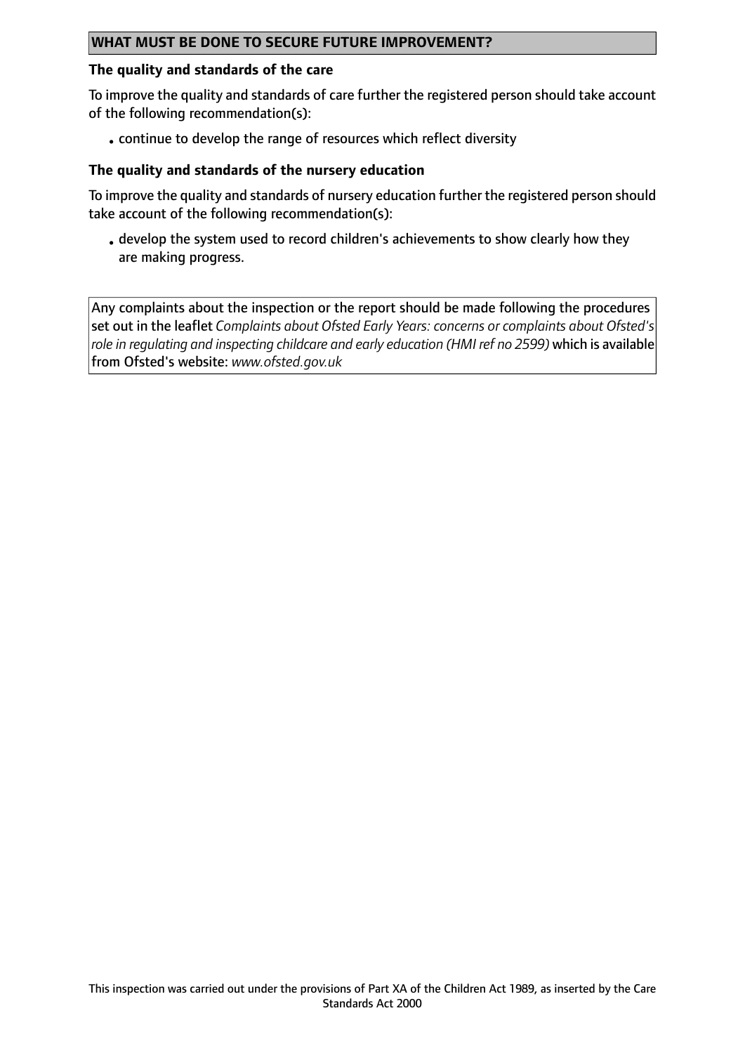## WHAT MUST BE DONE TO SECURE FUTURE IMPROVEMENT?

### The quality and standards of the care

To improve the quality and standards of care further the registered person should take account of the following recommendation(s):

- continue to develop the range of resources which reflect diversity

### The quality and standards of the nursery education

To improve the quality and standards of nursery education further the registered person should take account of the following recommendation(s):

- develop the system used to record children's achievements to show clearly how they are making progress.

Any complaints about the inspection or the report should be made following the procedures set out in the leaflet *Complaints about Ofsted Early Years: concerns or complaints about Ofsted's role in regulating and inspecting childcare and early education (HMI ref no 2599)* which is available from Ofsted's website: *www.ofsted.gov.uk*

This inspection was carried out under the provisions of Part XA of the Children Act 1989, as inserted by the Care Standards Act 2000